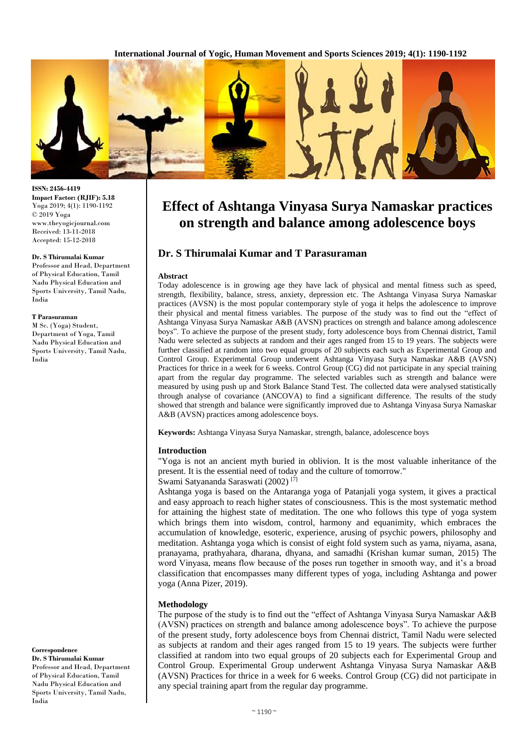# Effect of Ashtanga Vinyasa Surya Namaskar practices on strength and balance among adolescence boys

## Dr. S Thirumalai Kumar and T Parasuraman

**ISSN: 2456-4419**
**Impact Factor: (RJIF): 5.18**
Yoga 2019; 4(1): 1190-1192
© 2019 Yoga
www.theyogicjournal.com
Received: 13-11-2018
Accepted: 15-12-2018

**Dr. S Thirumalai Kumar**
Professor and Head, Department of Physical Education, Tamil Nadu Physical Education and Sports University, Tamil Nadu, India

**T Parasuraman**
M Sc. (Yoga) Student, Department of Yoga, Tamil Nadu Physical Education and Sports University, Tamil Nadu, India

**Correspondence**
**Dr. S Thirumalai Kumar**
Professor and Head, Department of Physical Education, Tamil Nadu Physical Education and Sports University, Tamil Nadu, India

### Abstract

Today adolescence is in growing age they have lack of physical and mental fitness such as speed, strength, flexibility, balance, stress, anxiety, depression etc. The Ashtanga Vinyasa Surya Namaskar practices (AVSN) is the most popular contemporary style of yoga it helps the adolescence to improve their physical and mental fitness variables. The purpose of the study was to find out the "effect of Ashtanga Vinyasa Surya Namaskar A&B (AVSN) practices on strength and balance among adolescence boys". To achieve the purpose of the present study, forty adolescence boys from Chennai district, Tamil Nadu were selected as subjects at random and their ages ranged from 15 to 19 years. The subjects were further classified at random into two equal groups of 20 subjects each such as Experimental Group and Control Group. Experimental Group underwent Ashtanga Vinyasa Surya Namaskar A&B (AVSN) Practices for thrice in a week for 6 weeks. Control Group (CG) did not participate in any special training apart from the regular day programme. The selected variables such as strength and balance were measured by using push up and Stork Balance Stand Test. The collected data were analysed statistically through analyse of covariance (ANCOVA) to find a significant difference. The results of the study showed that strength and balance were significantly improved due to Ashtanga Vinyasa Surya Namaskar A&B (AVSN) practices among adolescence boys.

**Keywords:** Ashtanga Vinyasa Surya Namaskar, strength, balance, adolescence boys

### Introduction

"Yoga is not an ancient myth buried in oblivion. It is the most valuable inheritance of the present. It is the essential need of today and the culture of tomorrow."
Swami Satyananda Saraswati (2002) [7]

Ashtanga yoga is based on the Antaranga yoga of Patanjali yoga system, it gives a practical and easy approach to reach higher states of consciousness. This is the most systematic method for attaining the highest state of meditation. The one who follows this type of yoga system which brings them into wisdom, control, harmony and equanimity, which embraces the accumulation of knowledge, esoteric, experience, arusing of psychic powers, philosophy and meditation. Ashtanga yoga which is consist of eight fold system such as yama, niyama, asana, pranayama, prathyahara, dharana, dhyana, and samadhi (Krishan kumar suman, 2015) The word Vinyasa, means flow because of the poses run together in smooth way, and it's a broad classification that encompasses many different types of yoga, including Ashtanga and power yoga (Anna Pizer, 2019).

### Methodology

The purpose of the study is to find out the "effect of Ashtanga Vinyasa Surya Namaskar A&B (AVSN) practices on strength and balance among adolescence boys". To achieve the purpose of the present study, forty adolescence boys from Chennai district, Tamil Nadu were selected as subjects at random and their ages ranged from 15 to 19 years. The subjects were further classified at random into two equal groups of 20 subjects each for Experimental Group and Control Group. Experimental Group underwent Ashtanga Vinyasa Surya Namaskar A&B (AVSN) Practices for thrice in a week for 6 weeks. Control Group (CG) did not participate in any special training apart from the regular day programme.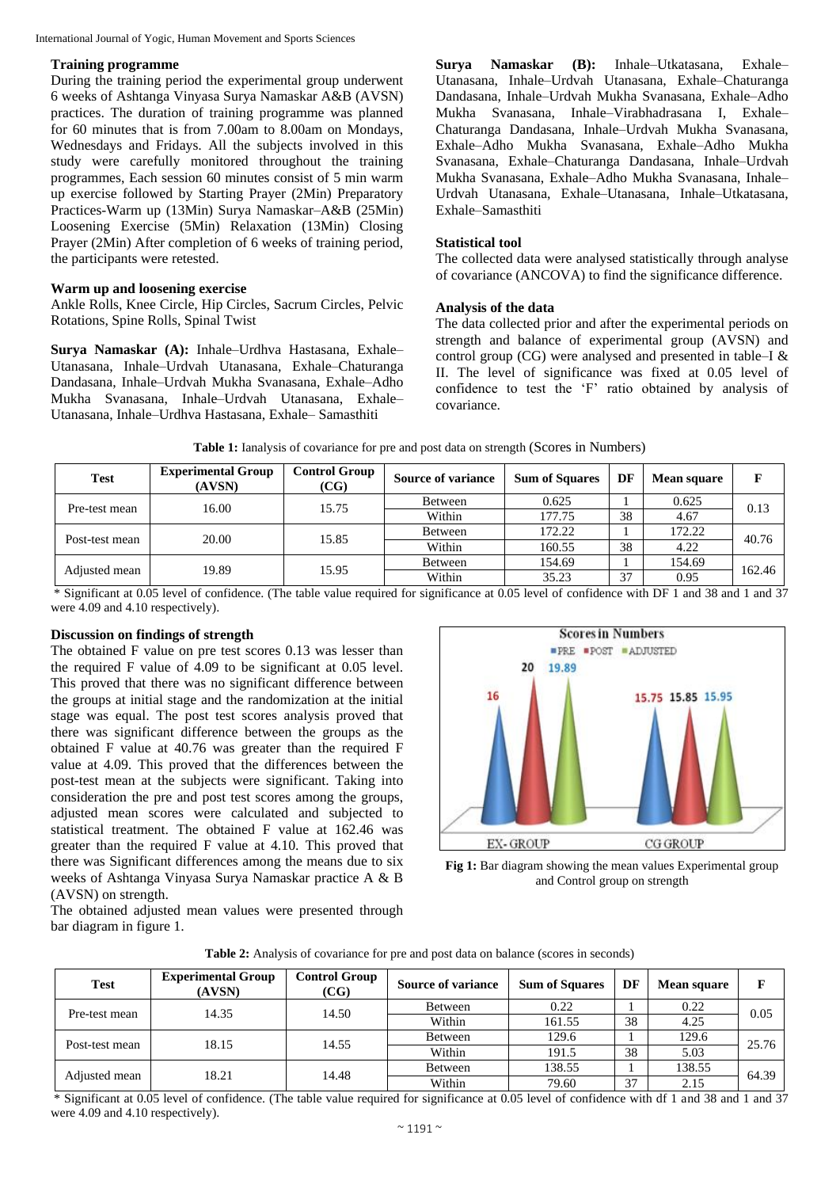### Training programme

During the training period the experimental group underwent 6 weeks of Ashtanga Vinyasa Surya Namaskar A&B (AVSN) practices. The duration of training programme was planned for 60 minutes that is from 7.00am to 8.00am on Mondays, Wednesdays and Fridays. All the subjects involved in this study were carefully monitored throughout the training programmes, Each session 60 minutes consist of 5 min warm up exercise followed by Starting Prayer (2Min) Preparatory Practices-Warm up (13Min) Surya Namaskar–A&B (25Min) Loosening Exercise (5Min) Relaxation (13Min) Closing Prayer (2Min) After completion of 6 weeks of training period, the participants were retested.

### Warm up and loosening exercise

Ankle Rolls, Knee Circle, Hip Circles, Sacrum Circles, Pelvic Rotations, Spine Rolls, Spinal Twist

**Surya Namaskar (A):** Inhale–Urdhva Hastasana, Exhale–Utanasana, Inhale–Urdvah Utanasana, Exhale–Chaturanga Dandasana, Inhale–Urdvah Mukha Svanasana, Exhale–Adho Mukha Svanasana, Inhale–Urdvah Utanasana, Exhale–Utanasana, Inhale–Urdhva Hastasana, Exhale– Samasthiti

**Surya Namaskar (B):** Inhale–Utkatasana, Exhale–Utanasana, Inhale–Urdvah Utanasana, Exhale–Chaturanga Dandasana, Inhale–Urdvah Mukha Svanasana, Exhale–Adho Mukha Svanasana, Inhale–Virabhadrasana I, Exhale–Chaturanga Dandasana, Inhale–Urdvah Mukha Svanasana, Exhale–Adho Mukha Svanasana, Exhale–Adho Mukha Svanasana, Exhale–Chaturanga Dandasana, Inhale–Urdvah Mukha Svanasana, Exhale–Adho Mukha Svanasana, Inhale–Urdvah Utanasana, Exhale–Utanasana, Inhale–Utkatasana, Exhale–Samasthiti

### Statistical tool

The collected data were analysed statistically through analyse of covariance (ANCOVA) to find the significance difference.

### Analysis of the data

The data collected prior and after the experimental periods on strength and balance of experimental group (AVSN) and control group (CG) were analysed and presented in table–I & II. The level of significance was fixed at 0.05 level of confidence to test the 'F' ratio obtained by analysis of covariance.

**Table 1:** Ianalysis of covariance for pre and post data on strength (Scores in Numbers)

| Test | Experimental Group (AVSN) | Control Group (CG) | Source of variance | Sum of Squares | DF | Mean square | F |
|---|---|---|---|---|---|---|---|
| Pre-test mean | 16.00 | 15.75 | Between | 0.625 | 1 | 0.625 | 0.13 |
| | | | Within | 177.75 | 38 | 4.67 | |
| Post-test mean | 20.00 | 15.85 | Between | 172.22 | 1 | 172.22 | 40.76 |
| | | | Within | 160.55 | 38 | 4.22 | |
| Adjusted mean | 19.89 | 15.95 | Between | 154.69 | 1 | 154.69 | 162.46 |
| | | | Within | 35.23 | 37 | 0.95 | |

\* Significant at 0.05 level of confidence. (The table value required for significance at 0.05 level of confidence with DF 1 and 38 and 1 and 37 were 4.09 and 4.10 respectively).

### Discussion on findings of strength

The obtained F value on pre test scores 0.13 was lesser than the required F value of 4.09 to be significant at 0.05 level. This proved that there was no significant difference between the groups at initial stage and the randomization at the initial stage was equal. The post test scores analysis proved that there was significant difference between the groups as the obtained F value at 40.76 was greater than the required F value at 4.09. This proved that the differences between the post-test mean at the subjects were significant. Taking into consideration the pre and post test scores among the groups, adjusted mean scores were calculated and subjected to statistical treatment. The obtained F value at 162.46 was greater than the required F value at 4.10. This proved that there was Significant differences among the means due to six weeks of Ashtanga Vinyasa Surya Namaskar practice A & B (AVSN) on strength.

The obtained adjusted mean values were presented through bar diagram in figure 1.

**Fig 1:** Bar diagram showing the mean values Experimental group and Control group on strength

**Table 2:** Analysis of covariance for pre and post data on balance (scores in seconds)

| Test | Experimental Group (AVSN) | Control Group (CG) | Source of variance | Sum of Squares | DF | Mean square | F |
|---|---|---|---|---|---|---|---|
| Pre-test mean | 14.35 | 14.50 | Between | 0.22 | 1 | 0.22 | 0.05 |
| | | | Within | 161.55 | 38 | 4.25 | |
| Post-test mean | 18.15 | 14.55 | Between | 129.6 | 1 | 129.6 | 25.76 |
| | | | Within | 191.5 | 38 | 5.03 | |
| Adjusted mean | 18.21 | 14.48 | Between | 138.55 | 1 | 138.55 | 64.39 |
| | | | Within | 79.60 | 37 | 2.15 | |

\* Significant at 0.05 level of confidence. (The table value required for significance at 0.05 level of confidence with df 1 and 38 and 1 and 37 were 4.09 and 4.10 respectively).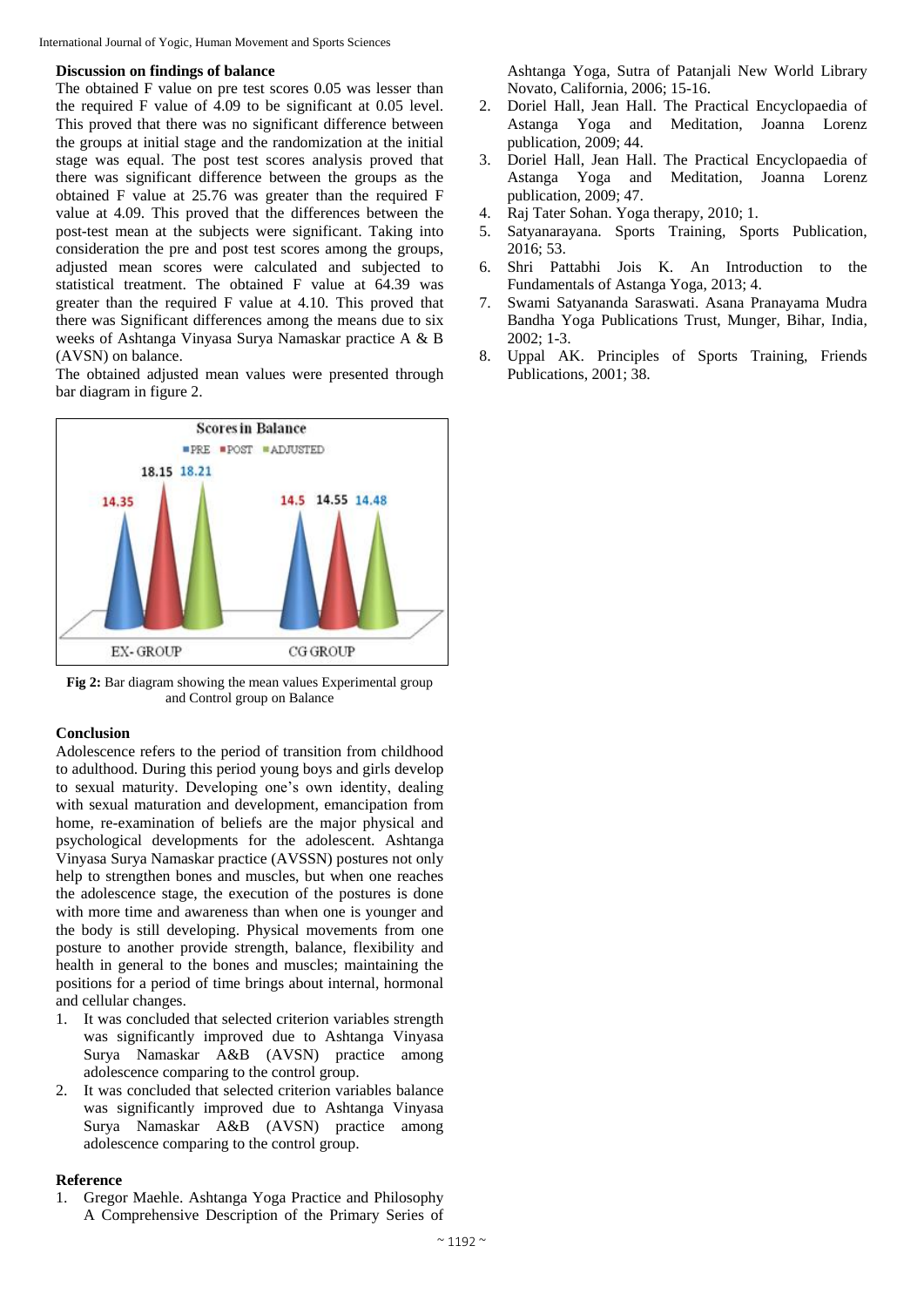### Discussion on findings of balance

The obtained F value on pre test scores 0.05 was lesser than the required F value of 4.09 to be significant at 0.05 level. This proved that there was no significant difference between the groups at initial stage and the randomization at the initial stage was equal. The post test scores analysis proved that there was significant difference between the groups as the obtained F value at 25.76 was greater than the required F value at 4.09. This proved that the differences between the post-test mean at the subjects were significant. Taking into consideration the pre and post test scores among the groups, adjusted mean scores were calculated and subjected to statistical treatment. The obtained F value at 64.39 was greater than the required F value at 4.10. This proved that there was Significant differences among the means due to six weeks of Ashtanga Vinyasa Surya Namaskar practice A & B (AVSN) on balance.

The obtained adjusted mean values were presented through bar diagram in figure 2.

Scores in Balance

PRE POST ADJUSTED

14.35 18.15 18.21

14.5 14.55 14.48

EX- GROUP

CG GROUP

**Fig 2:** Bar diagram showing the mean values Experimental group and Control group on Balance

### Conclusion

Adolescence refers to the period of transition from childhood to adulthood. During this period young boys and girls develop to sexual maturity. Developing one's own identity, dealing with sexual maturation and development, emancipation from home, re-examination of beliefs are the major physical and psychological developments for the adolescent. Ashtanga Vinyasa Surya Namaskar practice (AVSSN) postures not only help to strengthen bones and muscles, but when one reaches the adolescence stage, the execution of the postures is done with more time and awareness than when one is younger and the body is still developing. Physical movements from one posture to another provide strength, balance, flexibility and health in general to the bones and muscles; maintaining the positions for a period of time brings about internal, hormonal and cellular changes.

1. It was concluded that selected criterion variables strength was significantly improved due to Ashtanga Vinyasa Surya Namaskar A&B (AVSN) practice among adolescence comparing to the control group.
2. It was concluded that selected criterion variables balance was significantly improved due to Ashtanga Vinyasa Surya Namaskar A&B (AVSN) practice among adolescence comparing to the control group.

### Reference

1. Gregor Maehle. Ashtanga Yoga Practice and Philosophy A Comprehensive Description of the Primary Series of Ashtanga Yoga, Sutra of Patanjali New World Library Novato, California, 2006; 15-16.
2. Doriel Hall, Jean Hall. The Practical Encyclopaedia of Astanga Yoga and Meditation, Joanna Lorenz publication, 2009; 44.
3. Doriel Hall, Jean Hall. The Practical Encyclopaedia of Astanga Yoga and Meditation, Joanna Lorenz publication, 2009; 47.
4. Raj Tater Sohan. Yoga therapy, 2010; 1.
5. Satyanarayana. Sports Training, Sports Publication, 2016; 53.
6. Shri Pattabhi Jois K. An Introduction to the Fundamentals of Astanga Yoga, 2013; 4.
7. Swami Satyananda Saraswati. Asana Pranayama Mudra Bandha Yoga Publications Trust, Munger, Bihar, India, 2002; 1-3.
8. Uppal AK. Principles of Sports Training, Friends Publications, 2001; 38.